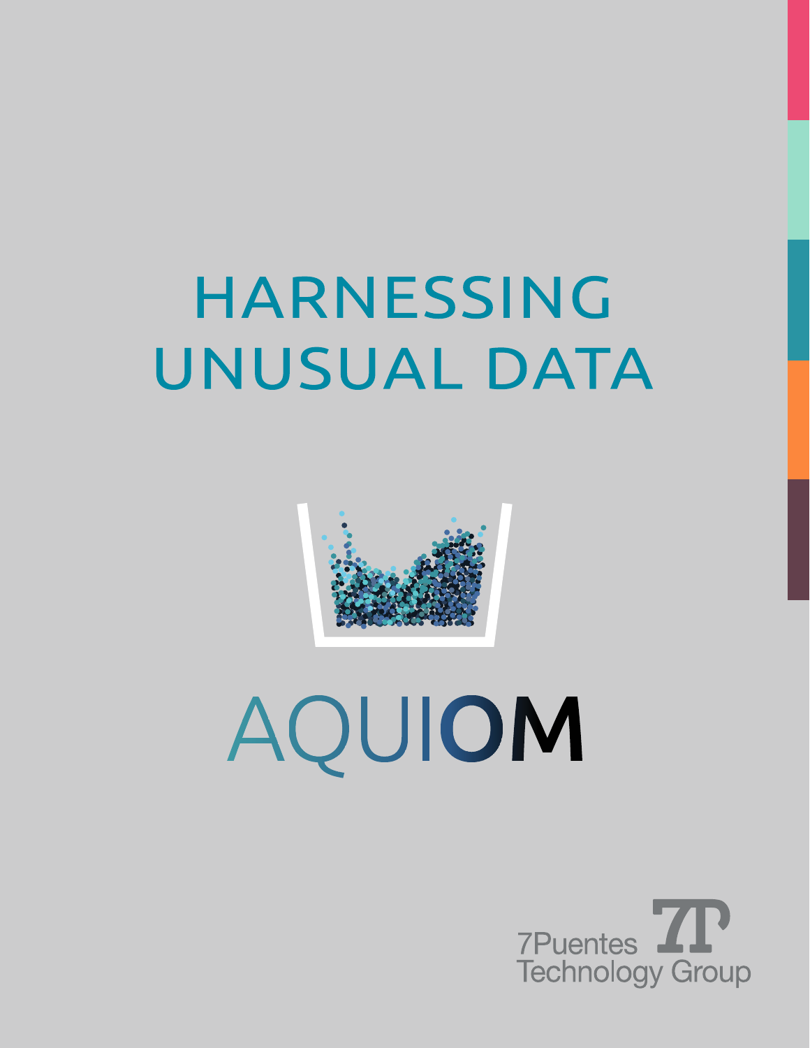# HARNESSING UNUSUAL DATA

AQUIOM

7Puentes Technology Group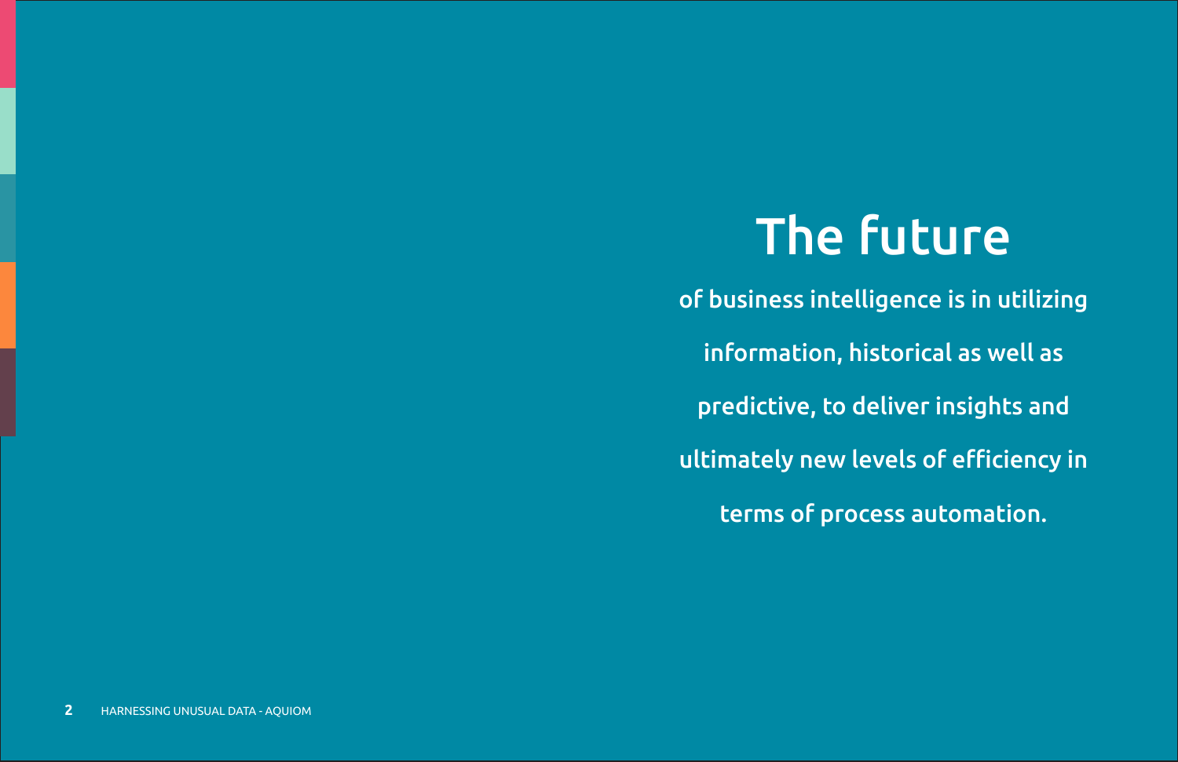# The future

of business intelligence is in utilizing information, historical as well as predictive, to deliver insights and ultimately new levels of efficiency in terms of process automation.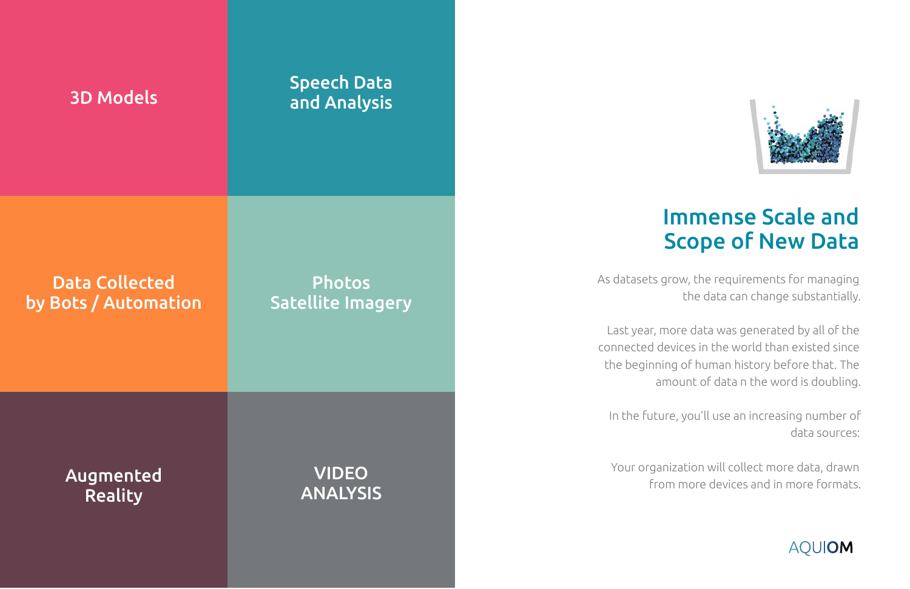3D Models

Speech Data and Analysis

Data Collected by Bots / Automation

Photos Satellite Imagery

Augmented Reality

VIDEO ANALYSIS

## Immense Scale and Scope of New Data

As datasets grow, the requirements for managing the data can change substantially.

Last year, more data was generated by all of the connected devices in the world than existed since the beginning of human history before that. The amount of data n the word is doubling.

In the future, you'll use an increasing number of data sources:

Your organization will collect more data, drawn from more devices and in more formats.

AQUIOM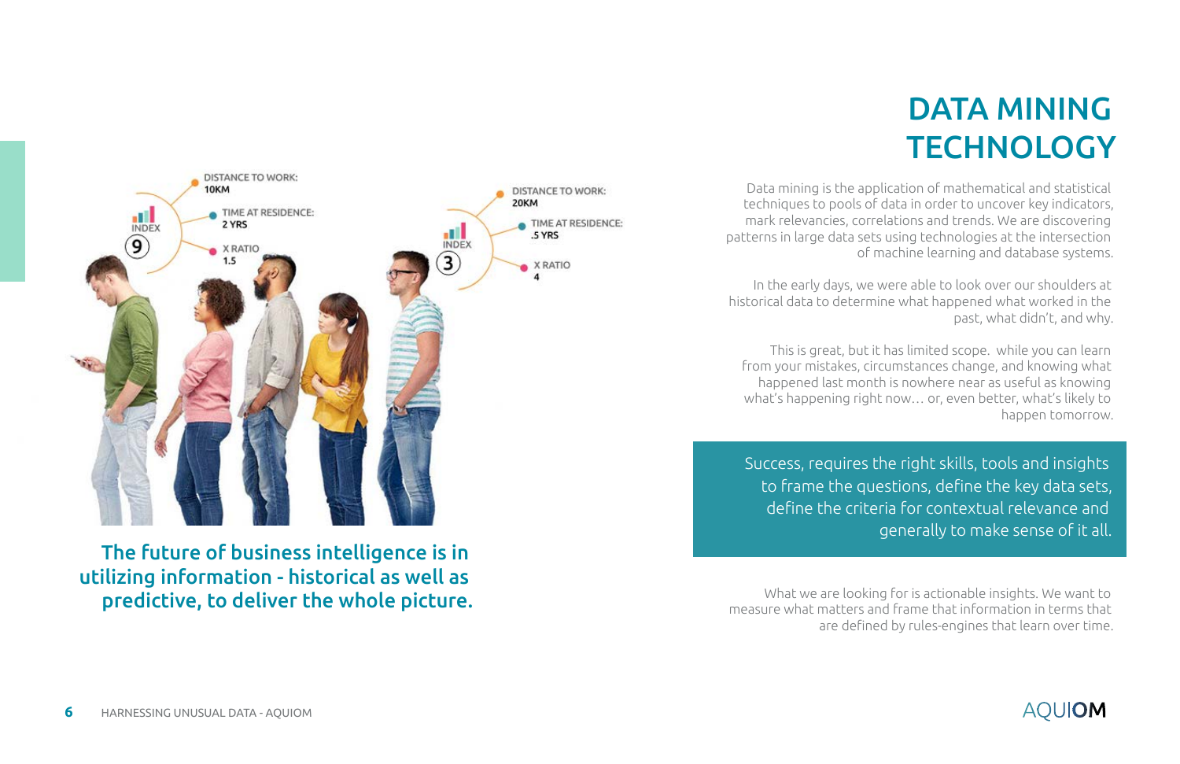# DATA MINING TECHNOLOGY

Data mining is the application of mathematical and statistical techniques to pools of data in order to uncover key indicators, mark relevancies, correlations and trends. We are discovering patterns in large data sets using technologies at the intersection of machine learning and database systems.

In the early days, we were able to look over our shoulders at historical data to determine what happened what worked in the past, what didn't, and why.

This is great, but it has limited scope. while you can learn from your mistakes, circumstances change, and knowing what happened last month is nowhere near as useful as knowing what's happening right now… or, even better, what's likely to happen tomorrow.

> Success, requires the right skills, tools and insights to frame the questions, define the key data sets, define the criteria for contextual relevance and generally to make sense of it all.

What we are looking for is actionable insights. We want to measure what matters and frame that information in terms that are defined by rules-engines that learn over time.

INDEX 9

- DISTANCE TO WORK: 10KM
- TIME AT RESIDENCE: 2 YRS
- X RATIO 1.5

INDEX 3

- DISTANCE TO WORK: 20KM
- TIME AT RESIDENCE: .5 YRS
- X RATIO 4

**The future of business intelligence is in utilizing information - historical as well as predictive, to deliver the whole picture.**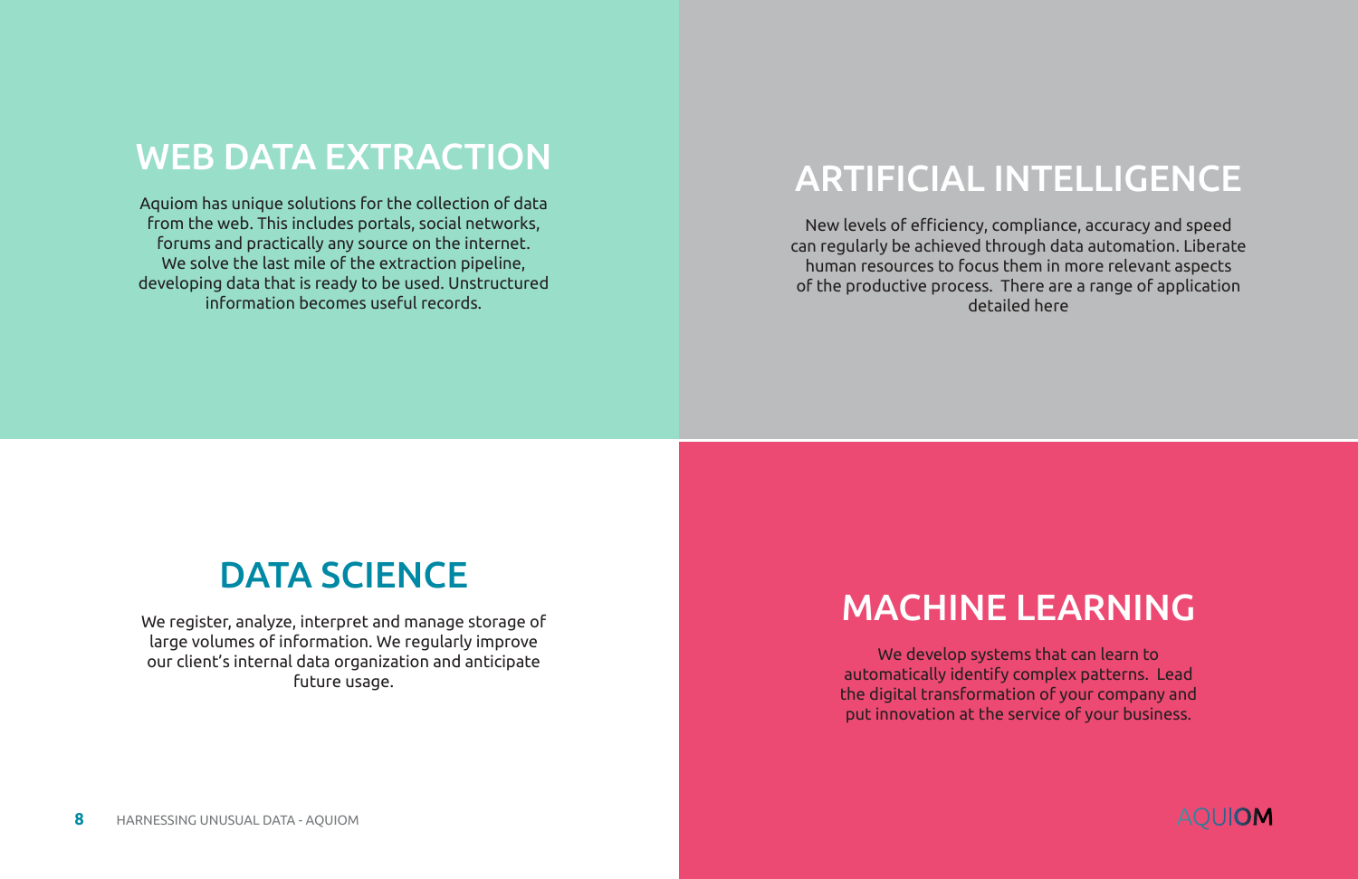## WEB DATA EXTRACTION

Aquiom has unique solutions for the collection of data from the web. This includes portals, social networks, forums and practically any source on the internet. We solve the last mile of the extraction pipeline, developing data that is ready to be used. Unstructured information becomes useful records.

## ARTIFICIAL INTELLIGENCE

New levels of efficiency, compliance, accuracy and speed can regularly be achieved through data automation. Liberate human resources to focus them in more relevant aspects of the productive process. There are a range of application detailed here

## DATA SCIENCE

We register, analyze, interpret and manage storage of large volumes of information. We regularly improve our client's internal data organization and anticipate future usage.

## MACHINE LEARNING

We develop systems that can learn to automatically identify complex patterns. Lead the digital transformation of your company and put innovation at the service of your business.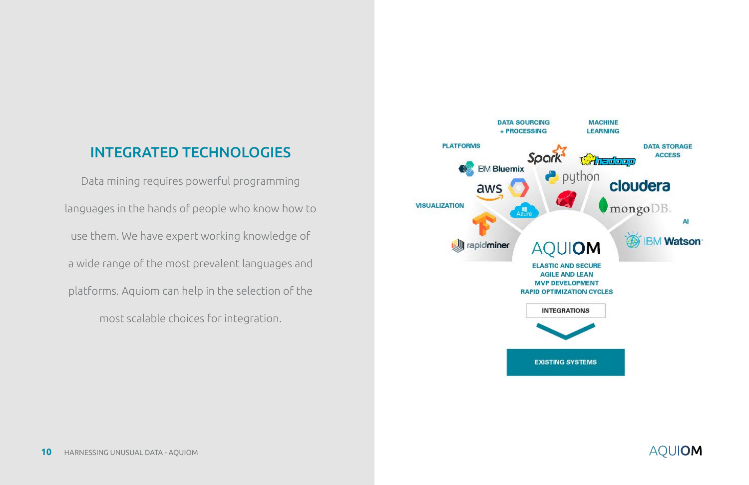## INTEGRATED TECHNOLOGIES

Data mining requires powerful programming languages in the hands of people who know how to use them. We have expert working knowledge of a wide range of the most prevalent languages and platforms. Aquiom can help in the selection of the most scalable choices for integration.

DATA SOURCING + PROCESSING

MACHINE LEARNING

PLATFORMS

DATA STORAGE ACCESS

VISUALIZATION

AI

Spark

hadoop

IBM Bluemix

python

aws

cloudera

Azure

mongoDB.

rapidminer

IBM Watson

AQUIOM

ELASTIC AND SECURE
AGILE AND LEAN
MVP DEVELOPMENT
RAPID OPTIMIZATION CYCLES

INTEGRATIONS

EXISTING SYSTEMS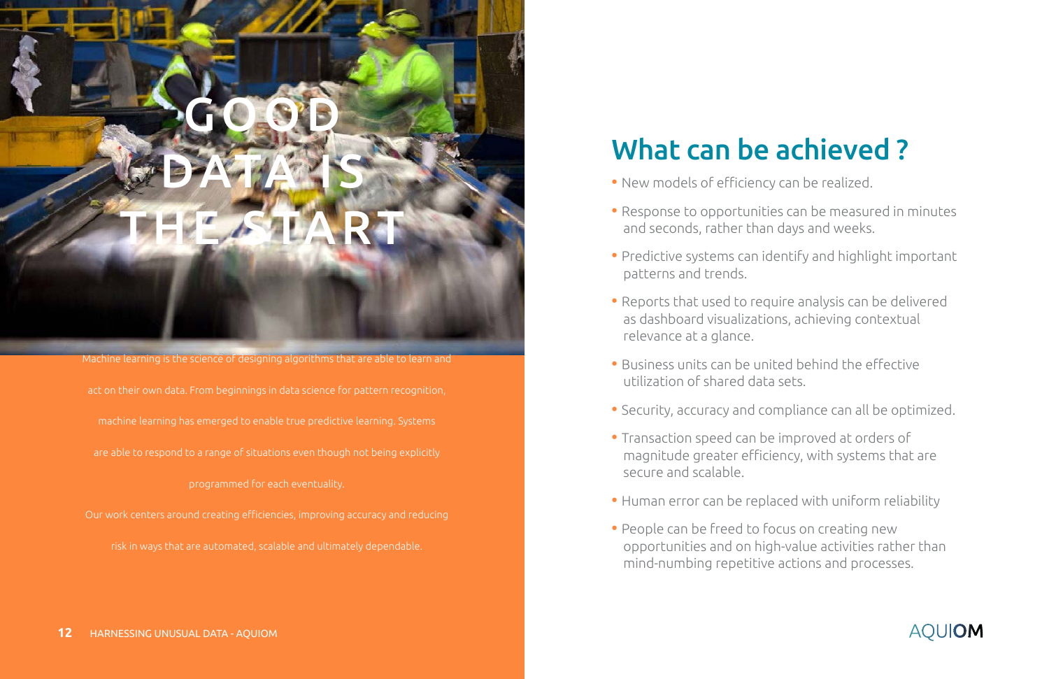# GOOD DATA IS THE START

Machine learning is the science of designing algorithms that are able to learn and act on their own data. From beginnings in data science for pattern recognition, machine learning has emerged to enable true predictive learning. Systems are able to respond to a range of situations even though not being explicitly programmed for each eventuality.

Our work centers around creating efficiencies, improving accuracy and reducing risk in ways that are automated, scalable and ultimately dependable.

## What can be achieved ?

- New models of efficiency can be realized.
- Response to opportunities can be measured in minutes and seconds, rather than days and weeks.
- Predictive systems can identify and highlight important patterns and trends.
- Reports that used to require analysis can be delivered as dashboard visualizations, achieving contextual relevance at a glance.
- Business units can be united behind the effective utilization of shared data sets.
- Security, accuracy and compliance can all be optimized.
- Transaction speed can be improved at orders of magnitude greater efficiency, with systems that are secure and scalable.
- Human error can be replaced with uniform reliability
- People can be freed to focus on creating new opportunities and on high-value activities rather than mind-numbing repetitive actions and processes.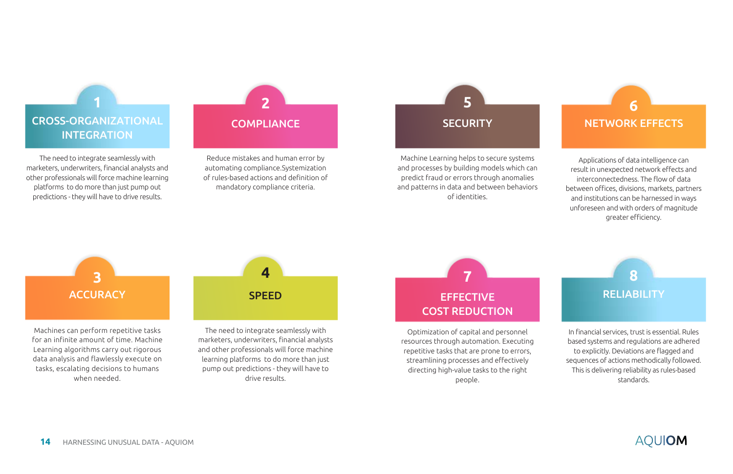## 1 CROSS-ORGANIZATIONAL INTEGRATION

The need to integrate seamlessly with marketers, underwriters, financial analysts and other professionals will force machine learning platforms to do more than just pump out predictions - they will have to drive results.

## 2 COMPLIANCE

Reduce mistakes and human error by automating compliance.Systemization of rules-based actions and definition of mandatory compliance criteria.

## 3 ACCURACY

Machines can perform repetitive tasks for an infinite amount of time. Machine Learning algorithms carry out rigorous data analysis and flawlessly execute on tasks, escalating decisions to humans when needed.

## 4 SPEED

The need to integrate seamlessly with marketers, underwriters, financial analysts and other professionals will force machine learning platforms to do more than just pump out predictions - they will have to drive results.

## 5 SECURITY

Machine Learning helps to secure systems and processes by building models which can predict fraud or errors through anomalies and patterns in data and between behaviors of identities.

## 6 NETWORK EFFECTS

Applications of data intelligence can result in unexpected network effects and interconnectedness. The flow of data between offices, divisions, markets, partners and institutions can be harnessed in ways unforeseen and with orders of magnitude greater efficiency.

## 7 EFFECTIVE COST REDUCTION

Optimization of capital and personnel resources through automation. Executing repetitive tasks that are prone to errors, streamlining processes and effectively directing high-value tasks to the right people.

## 8 RELIABILITY

In financial services, trust is essential. Rules based systems and regulations are adhered to explicitly. Deviations are flagged and sequences of actions methodically followed. This is delivering reliability as rules-based standards.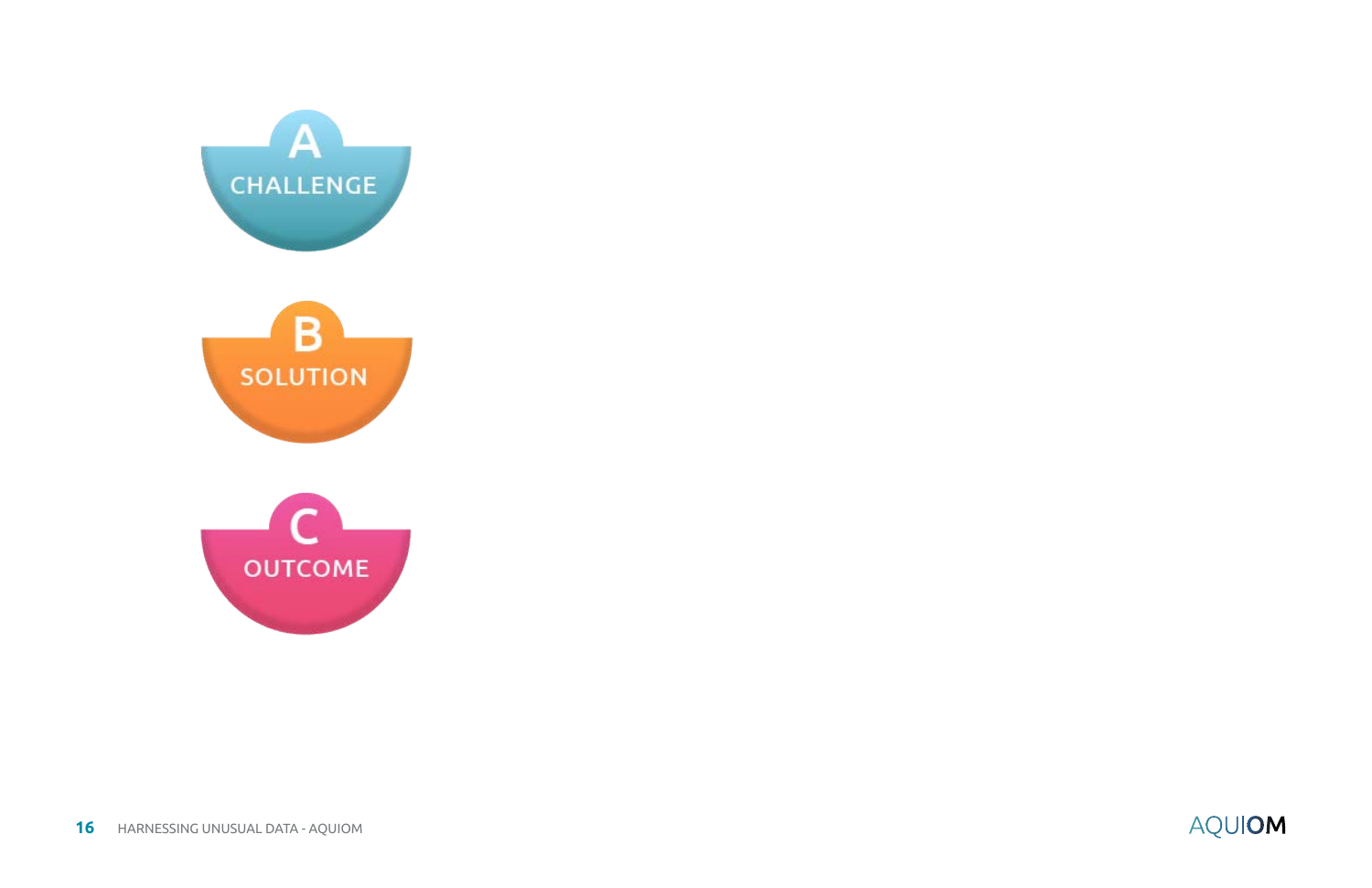A
CHALLENGE

B
SOLUTION

C
OUTCOME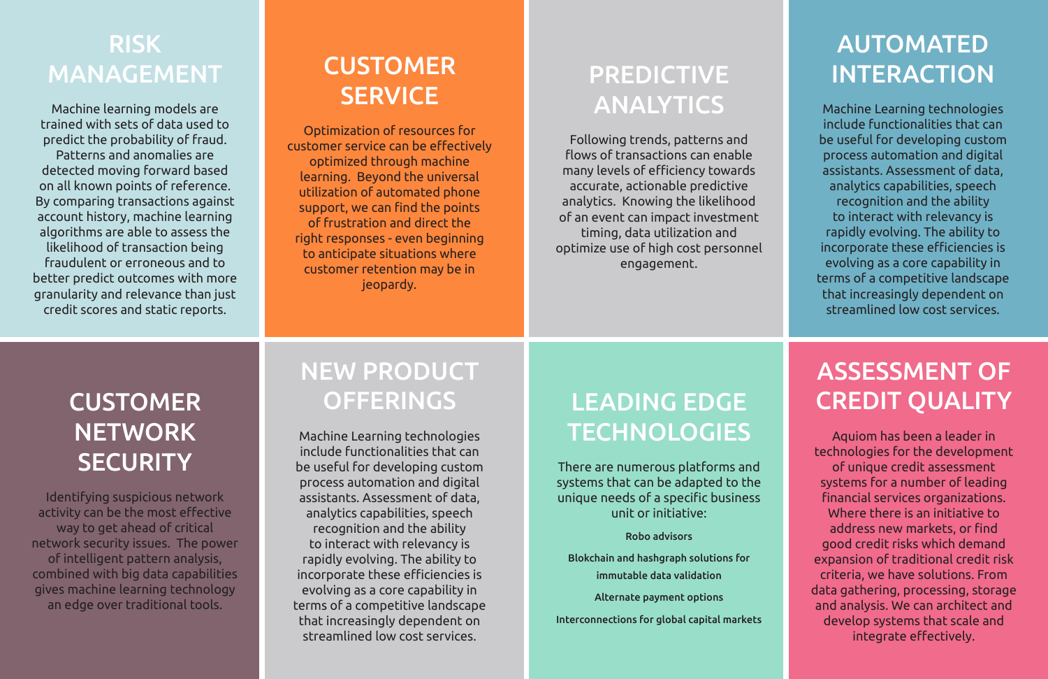## RISK MANAGEMENT

Machine learning models are trained with sets of data used to predict the probability of fraud. Patterns and anomalies are detected moving forward based on all known points of reference. By comparing transactions against account history, machine learning algorithms are able to assess the likelihood of transaction being fraudulent or erroneous and to better predict outcomes with more granularity and relevance than just credit scores and static reports.

## CUSTOMER SERVICE

Optimization of resources for customer service can be effectively optimized through machine learning. Beyond the universal utilization of automated phone support, we can find the points of frustration and direct the right responses - even beginning to anticipate situations where customer retention may be in jeopardy.

## PREDICTIVE ANALYTICS

Following trends, patterns and flows of transactions can enable many levels of efficiency towards accurate, actionable predictive analytics. Knowing the likelihood of an event can impact investment timing, data utilization and optimize use of high cost personnel engagement.

## AUTOMATED INTERACTION

Machine Learning technologies include functionalities that can be useful for developing custom process automation and digital assistants. Assessment of data, analytics capabilities, speech recognition and the ability to interact with relevancy is rapidly evolving. The ability to incorporate these efficiencies is evolving as a core capability in terms of a competitive landscape that increasingly dependent on streamlined low cost services.

## CUSTOMER NETWORK SECURITY

Identifying suspicious network activity can be the most effective way to get ahead of critical network security issues. The power of intelligent pattern analysis, combined with big data capabilities gives machine learning technology an edge over traditional tools.

## NEW PRODUCT OFFERINGS

Machine Learning technologies include functionalities that can be useful for developing custom process automation and digital assistants. Assessment of data, analytics capabilities, speech recognition and the ability to interact with relevancy is rapidly evolving. The ability to incorporate these efficiencies is evolving as a core capability in terms of a competitive landscape that increasingly dependent on streamlined low cost services.

## LEADING EDGE TECHNOLOGIES

There are numerous platforms and systems that can be adapted to the unique needs of a specific business unit or initiative:

- Robo advisors
- Blokchain and hashgraph solutions for immutable data validation
- Alternate payment options
- Interconnections for global capital markets

## ASSESSMENT OF CREDIT QUALITY

Aquiom has been a leader in technologies for the development of unique credit assessment systems for a number of leading financial services organizations. Where there is an initiative to address new markets, or find good credit risks which demand expansion of traditional credit risk criteria, we have solutions. From data gathering, processing, storage and analysis. We can architect and develop systems that scale and integrate effectively.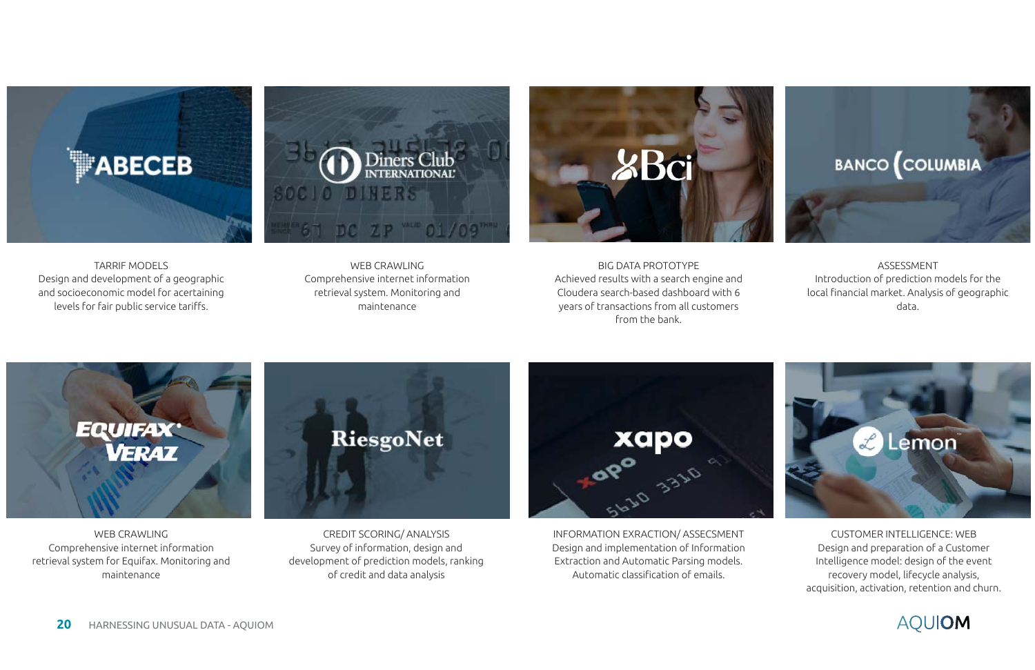ABECEB

TARRIF MODELS
Design and development of a geographic and socioeconomic model for acertaining levels for fair public service tariffs.

Diners Club INTERNATIONAL

WEB CRAWLING
Comprehensive internet information retrieval system. Monitoring and maintenance

Bci

BIG DATA PROTOTYPE
Achieved results with a search engine and Cloudera search-based dashboard with 6 years of transactions from all customers from the bank.

BANCO COLUMBIA

ASSESSMENT
Introduction of prediction models for the local financial market. Analysis of geographic data.

EQUIFAX VERAZ

WEB CRAWLING
Comprehensive internet information retrieval system for Equifax. Monitoring and maintenance

RiesgoNet

CREDIT SCORING/ ANALYSIS
Survey of information, design and development of prediction models, ranking of credit and data analysis

xapo

INFORMATION EXRACTION/ ASSECSMENT
Design and implementation of Information Extraction and Automatic Parsing models. Automatic classification of emails.

Lemon

CUSTOMER INTELLIGENCE: WEB
Design and preparation of a Customer Intelligence model: design of the event recovery model, lifecycle analysis, acquisition, activation, retention and churn.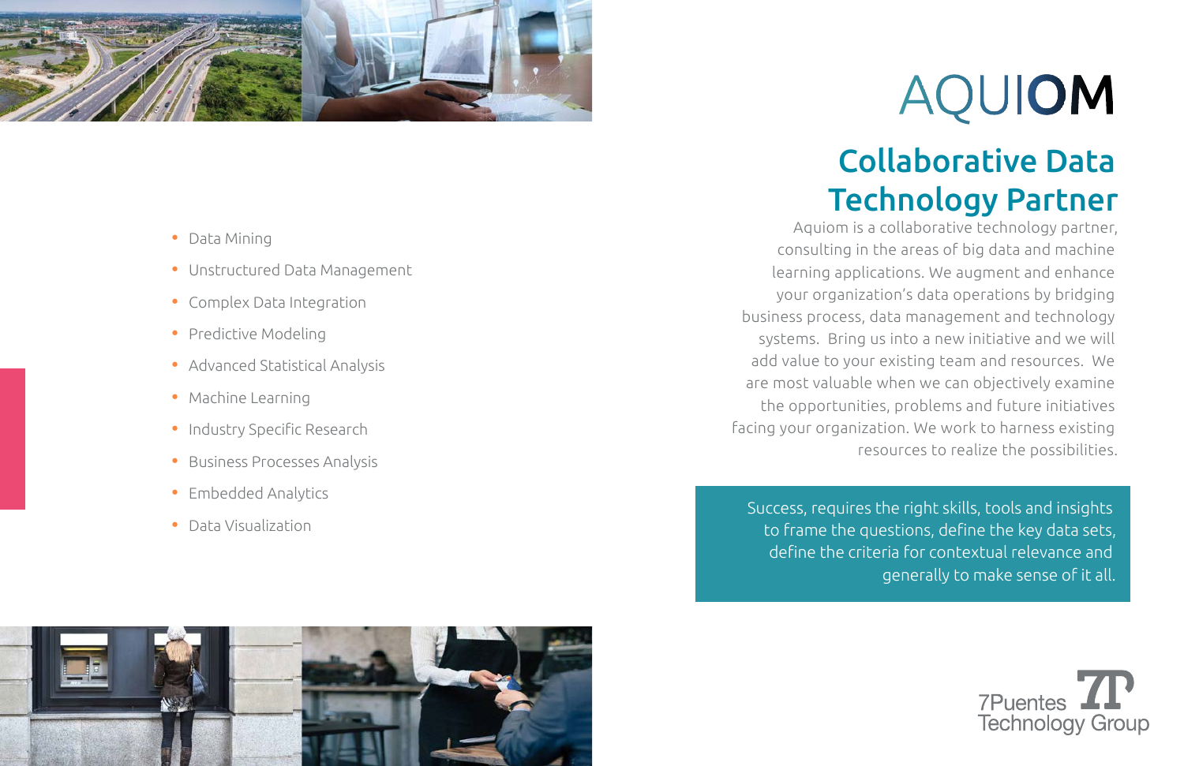# AQUIOM

## Collaborative Data Technology Partner

Aquiom is a collaborative technology partner, consulting in the areas of big data and machine learning applications. We augment and enhance your organization's data operations by bridging business process, data management and technology systems. Bring us into a new initiative and we will add value to your existing team and resources. We are most valuable when we can objectively examine the opportunities, problems and future initiatives facing your organization. We work to harness existing resources to realize the possibilities.

Success, requires the right skills, tools and insights to frame the questions, define the key data sets, define the criteria for contextual relevance and generally to make sense of it all.

- Data Mining
- Unstructured Data Management
- Complex Data Integration
- Predictive Modeling
- Advanced Statistical Analysis
- Machine Learning
- Industry Specific Research
- Business Processes Analysis
- Embedded Analytics
- Data Visualization

7Puentes Technology Group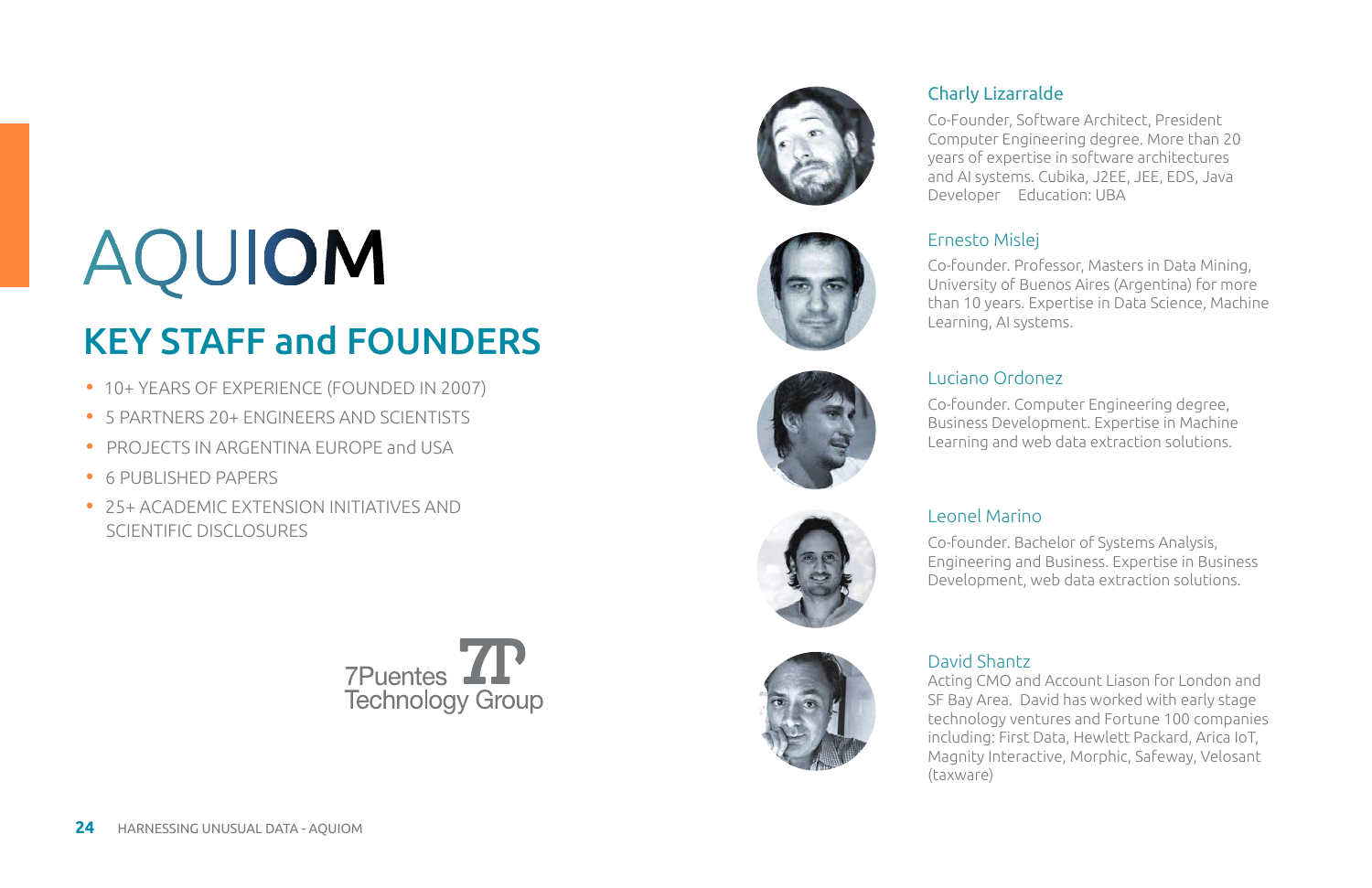# AQUIOM

## KEY STAFF and FOUNDERS

- 10+ YEARS OF EXPERIENCE (FOUNDED IN 2007)
- 5 PARTNERS 20+ ENGINEERS AND SCIENTISTS
- PROJECTS IN ARGENTINA EUROPE and USA
- 6 PUBLISHED PAPERS
- 25+ ACADEMIC EXTENSION INITIATIVES AND SCIENTIFIC DISCLOSURES

7Puentes Technology Group

### Charly Lizarralde

Co-Founder, Software Architect, President Computer Engineering degree. More than 20 years of expertise in software architectures and AI systems. Cubika, J2EE, JEE, EDS, Java Developer Education: UBA

### Ernesto Mislej

Co-founder. Professor, Masters in Data Mining, University of Buenos Aires (Argentina) for more than 10 years. Expertise in Data Science, Machine Learning, AI systems.

### Luciano Ordonez

Co-founder. Computer Engineering degree, Business Development. Expertise in Machine Learning and web data extraction solutions.

### Leonel Marino

Co-founder. Bachelor of Systems Analysis, Engineering and Business. Expertise in Business Development, web data extraction solutions.

### David Shantz

Acting CMO and Account Liason for London and SF Bay Area. David has worked with early stage technology ventures and Fortune 100 companies including: First Data, Hewlett Packard, Arica IoT, Magnity Interactive, Morphic, Safeway, Velosant (taxware)